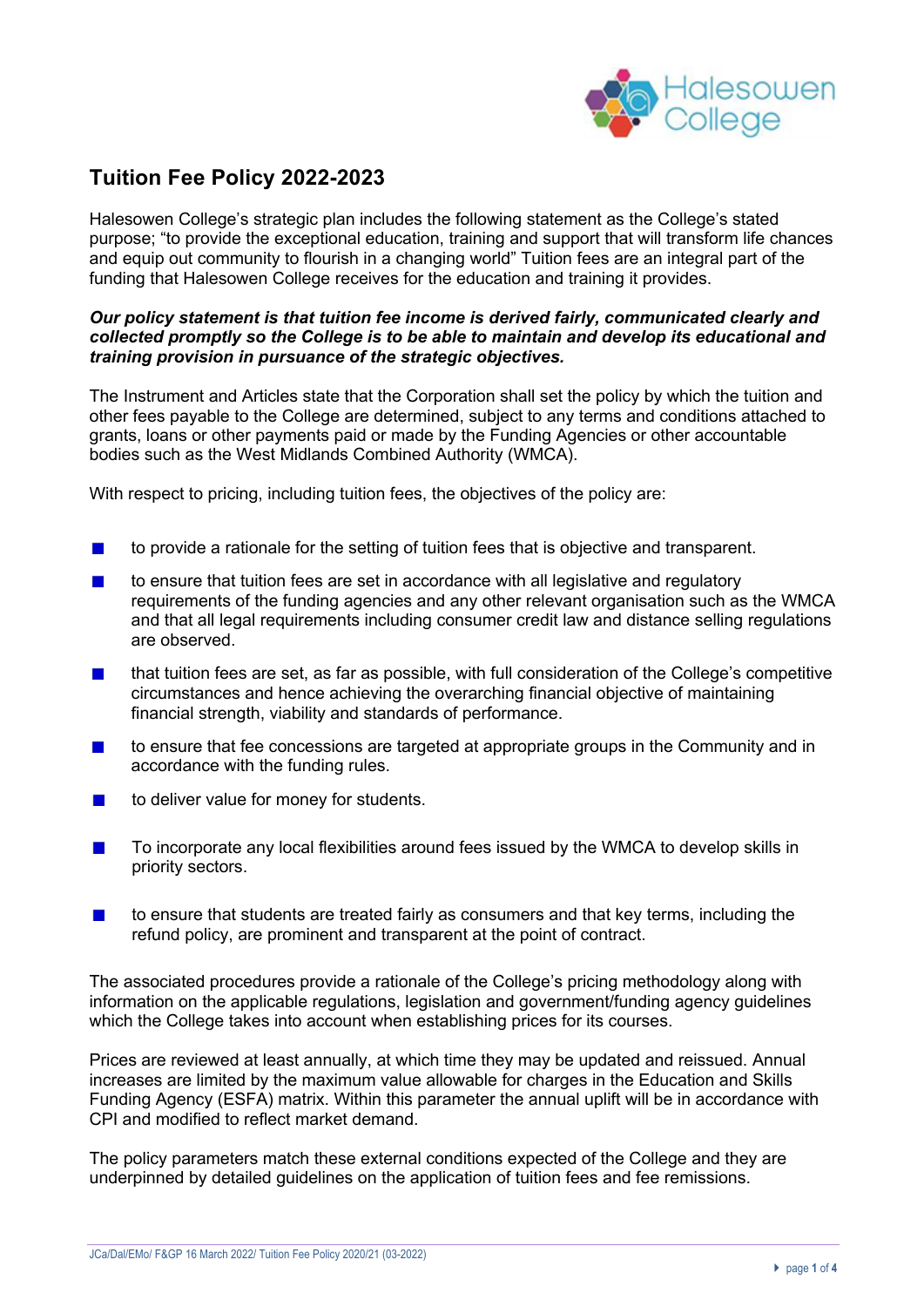# Tuition Fee Policy 2022-2023

Halesowen College's strategic plan includes the following statement as the College's stated purpose; "to provide the exceptional education, training and support that will transform life chances and equip out community to flourish in a changing world" Tuition fees are an integral part of the funding that Halesowen College receives for the education and training it provides.

***Our policy statement is that tuition fee income is derived fairly, communicated clearly and collected promptly so the College is to be able to maintain and develop its educational and training provision in pursuance of the strategic objectives.***

The Instrument and Articles state that the Corporation shall set the policy by which the tuition and other fees payable to the College are determined, subject to any terms and conditions attached to grants, loans or other payments paid or made by the Funding Agencies or other accountable bodies such as the West Midlands Combined Authority (WMCA).

With respect to pricing, including tuition fees, the objectives of the policy are:

- to provide a rationale for the setting of tuition fees that is objective and transparent.
- to ensure that tuition fees are set in accordance with all legislative and regulatory requirements of the funding agencies and any other relevant organisation such as the WMCA and that all legal requirements including consumer credit law and distance selling regulations are observed.
- that tuition fees are set, as far as possible, with full consideration of the College's competitive circumstances and hence achieving the overarching financial objective of maintaining financial strength, viability and standards of performance.
- to ensure that fee concessions are targeted at appropriate groups in the Community and in accordance with the funding rules.
- to deliver value for money for students.
- To incorporate any local flexibilities around fees issued by the WMCA to develop skills in priority sectors.
- to ensure that students are treated fairly as consumers and that key terms, including the refund policy, are prominent and transparent at the point of contract.

The associated procedures provide a rationale of the College's pricing methodology along with information on the applicable regulations, legislation and government/funding agency guidelines which the College takes into account when establishing prices for its courses.

Prices are reviewed at least annually, at which time they may be updated and reissued. Annual increases are limited by the maximum value allowable for charges in the Education and Skills Funding Agency (ESFA) matrix. Within this parameter the annual uplift will be in accordance with CPI and modified to reflect market demand.

The policy parameters match these external conditions expected of the College and they are underpinned by detailed guidelines on the application of tuition fees and fee remissions.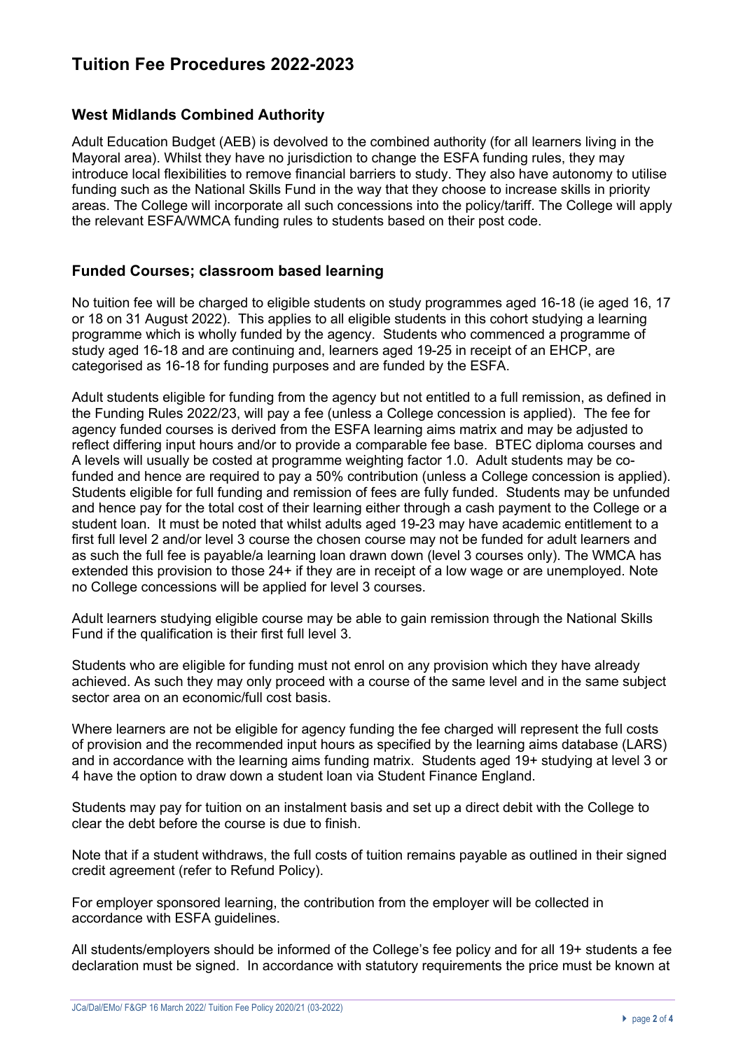# Tuition Fee Procedures 2022-2023

## West Midlands Combined Authority

Adult Education Budget (AEB) is devolved to the combined authority (for all learners living in the Mayoral area). Whilst they have no jurisdiction to change the ESFA funding rules, they may introduce local flexibilities to remove financial barriers to study. They also have autonomy to utilise funding such as the National Skills Fund in the way that they choose to increase skills in priority areas. The College will incorporate all such concessions into the policy/tariff. The College will apply the relevant ESFA/WMCA funding rules to students based on their post code.

## Funded Courses; classroom based learning

No tuition fee will be charged to eligible students on study programmes aged 16-18 (ie aged 16, 17 or 18 on 31 August 2022). This applies to all eligible students in this cohort studying a learning programme which is wholly funded by the agency. Students who commenced a programme of study aged 16-18 and are continuing and, learners aged 19-25 in receipt of an EHCP, are categorised as 16-18 for funding purposes and are funded by the ESFA.

Adult students eligible for funding from the agency but not entitled to a full remission, as defined in the Funding Rules 2022/23, will pay a fee (unless a College concession is applied). The fee for agency funded courses is derived from the ESFA learning aims matrix and may be adjusted to reflect differing input hours and/or to provide a comparable fee base. BTEC diploma courses and A levels will usually be costed at programme weighting factor 1.0. Adult students may be co-funded and hence are required to pay a 50% contribution (unless a College concession is applied). Students eligible for full funding and remission of fees are fully funded. Students may be unfunded and hence pay for the total cost of their learning either through a cash payment to the College or a student loan. It must be noted that whilst adults aged 19-23 may have academic entitlement to a first full level 2 and/or level 3 course the chosen course may not be funded for adult learners and as such the full fee is payable/a learning loan drawn down (level 3 courses only). The WMCA has extended this provision to those 24+ if they are in receipt of a low wage or are unemployed. Note no College concessions will be applied for level 3 courses.

Adult learners studying eligible course may be able to gain remission through the National Skills Fund if the qualification is their first full level 3.

Students who are eligible for funding must not enrol on any provision which they have already achieved. As such they may only proceed with a course of the same level and in the same subject sector area on an economic/full cost basis.

Where learners are not be eligible for agency funding the fee charged will represent the full costs of provision and the recommended input hours as specified by the learning aims database (LARS) and in accordance with the learning aims funding matrix. Students aged 19+ studying at level 3 or 4 have the option to draw down a student loan via Student Finance England.

Students may pay for tuition on an instalment basis and set up a direct debit with the College to clear the debt before the course is due to finish.

Note that if a student withdraws, the full costs of tuition remains payable as outlined in their signed credit agreement (refer to Refund Policy).

For employer sponsored learning, the contribution from the employer will be collected in accordance with ESFA guidelines.

All students/employers should be informed of the College's fee policy and for all 19+ students a fee declaration must be signed. In accordance with statutory requirements the price must be known at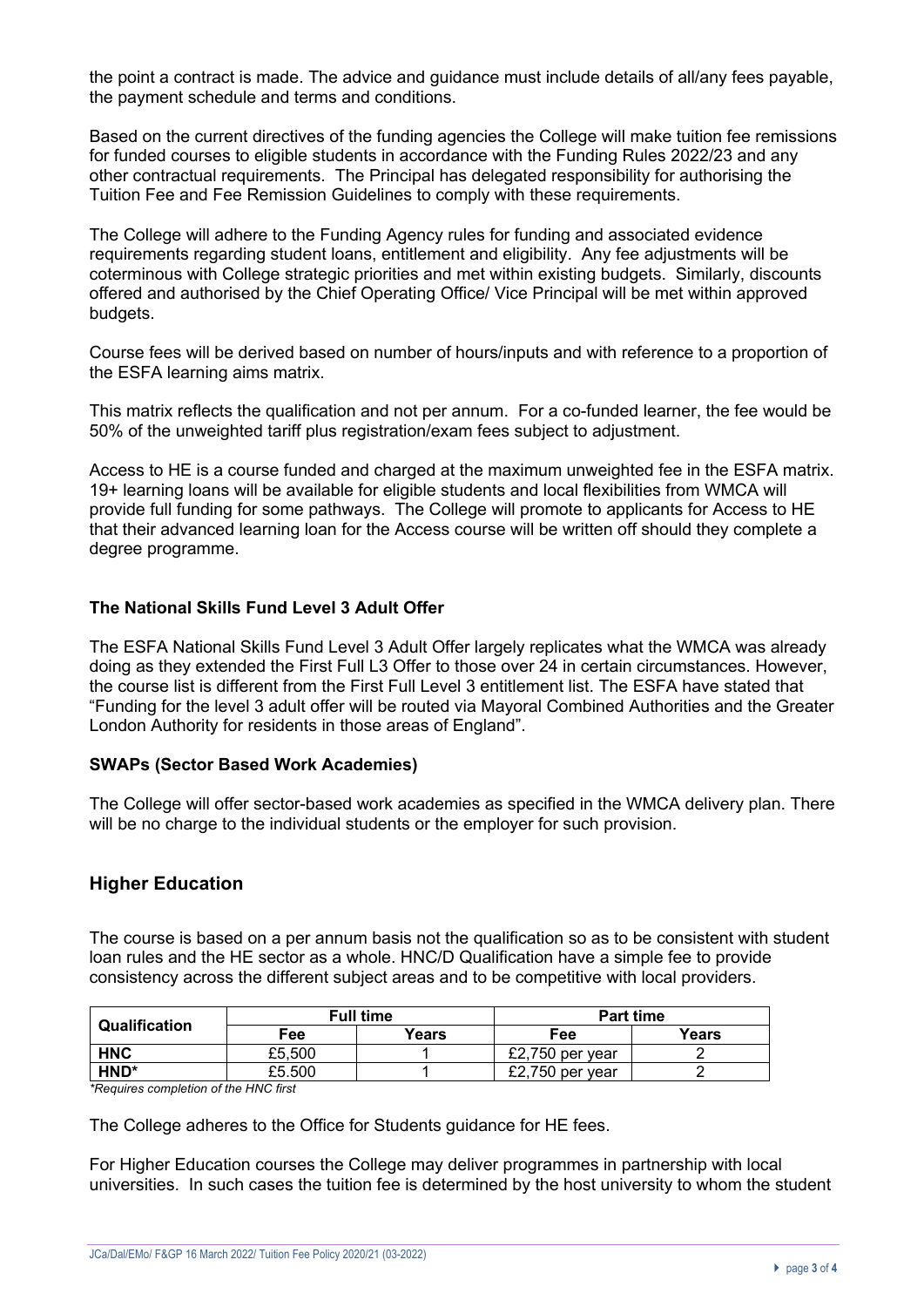the point a contract is made. The advice and guidance must include details of all/any fees payable, the payment schedule and terms and conditions.

Based on the current directives of the funding agencies the College will make tuition fee remissions for funded courses to eligible students in accordance with the Funding Rules 2022/23 and any other contractual requirements. The Principal has delegated responsibility for authorising the Tuition Fee and Fee Remission Guidelines to comply with these requirements.

The College will adhere to the Funding Agency rules for funding and associated evidence requirements regarding student loans, entitlement and eligibility. Any fee adjustments will be coterminous with College strategic priorities and met within existing budgets. Similarly, discounts offered and authorised by the Chief Operating Office/ Vice Principal will be met within approved budgets.

Course fees will be derived based on number of hours/inputs and with reference to a proportion of the ESFA learning aims matrix.

This matrix reflects the qualification and not per annum. For a co-funded learner, the fee would be 50% of the unweighted tariff plus registration/exam fees subject to adjustment.

Access to HE is a course funded and charged at the maximum unweighted fee in the ESFA matrix. 19+ learning loans will be available for eligible students and local flexibilities from WMCA will provide full funding for some pathways. The College will promote to applicants for Access to HE that their advanced learning loan for the Access course will be written off should they complete a degree programme.

### The National Skills Fund Level 3 Adult Offer

The ESFA National Skills Fund Level 3 Adult Offer largely replicates what the WMCA was already doing as they extended the First Full L3 Offer to those over 24 in certain circumstances. However, the course list is different from the First Full Level 3 entitlement list. The ESFA have stated that "Funding for the level 3 adult offer will be routed via Mayoral Combined Authorities and the Greater London Authority for residents in those areas of England".

### SWAPs (Sector Based Work Academies)

The College will offer sector-based work academies as specified in the WMCA delivery plan. There will be no charge to the individual students or the employer for such provision.

## Higher Education

The course is based on a per annum basis not the qualification so as to be consistent with student loan rules and the HE sector as a whole. HNC/D Qualification have a simple fee to provide consistency across the different subject areas and to be competitive with local providers.

| Qualification | Full time | | Part time | |
|---|---|---|---|---|
| | Fee | Years | Fee | Years |
| HNC | £5,500 | 1 | £2,750 per year | 2 |
| HND* | £5.500 | 1 | £2,750 per year | 2 |

*\*Requires completion of the HNC first*

The College adheres to the Office for Students guidance for HE fees.

For Higher Education courses the College may deliver programmes in partnership with local universities. In such cases the tuition fee is determined by the host university to whom the student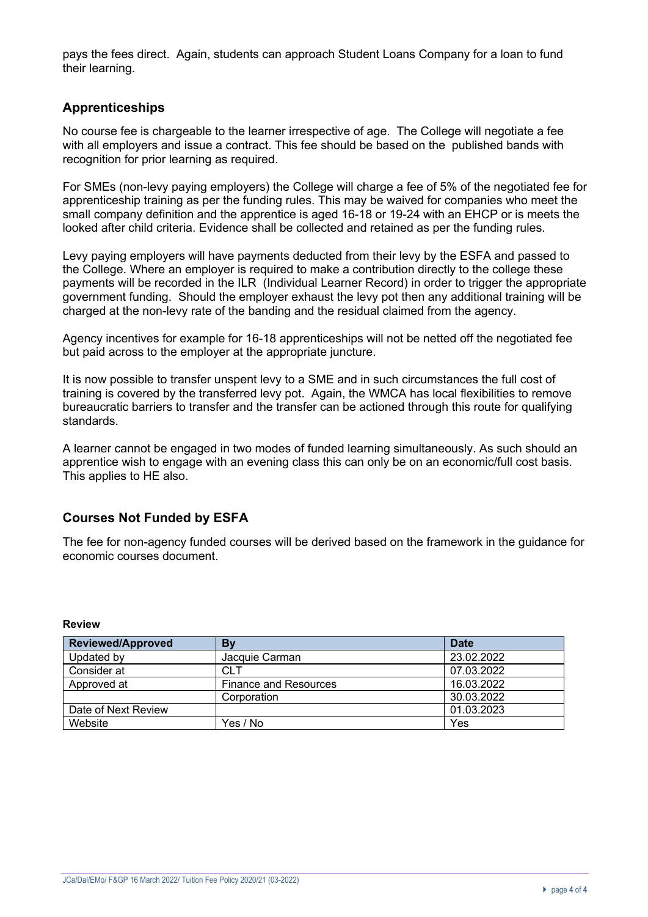pays the fees direct. Again, students can approach Student Loans Company for a loan to fund their learning.

## Apprenticeships

No course fee is chargeable to the learner irrespective of age. The College will negotiate a fee with all employers and issue a contract. This fee should be based on the published bands with recognition for prior learning as required.

For SMEs (non-levy paying employers) the College will charge a fee of 5% of the negotiated fee for apprenticeship training as per the funding rules. This may be waived for companies who meet the small company definition and the apprentice is aged 16-18 or 19-24 with an EHCP or is meets the looked after child criteria. Evidence shall be collected and retained as per the funding rules.

Levy paying employers will have payments deducted from their levy by the ESFA and passed to the College. Where an employer is required to make a contribution directly to the college these payments will be recorded in the ILR (Individual Learner Record) in order to trigger the appropriate government funding. Should the employer exhaust the levy pot then any additional training will be charged at the non-levy rate of the banding and the residual claimed from the agency.

Agency incentives for example for 16-18 apprenticeships will not be netted off the negotiated fee but paid across to the employer at the appropriate juncture.

It is now possible to transfer unspent levy to a SME and in such circumstances the full cost of training is covered by the transferred levy pot. Again, the WMCA has local flexibilities to remove bureaucratic barriers to transfer and the transfer can be actioned through this route for qualifying standards.

A learner cannot be engaged in two modes of funded learning simultaneously. As such should an apprentice wish to engage with an evening class this can only be on an economic/full cost basis. This applies to HE also.

## Courses Not Funded by ESFA

The fee for non-agency funded courses will be derived based on the framework in the guidance for economic courses document.

**Review**

| Reviewed/Approved | By | Date |
|---|---|---|
| Updated by | Jacquie Carman | 23.02.2022 |
| Consider at | CLT | 07.03.2022 |
| Approved at | Finance and Resources | 16.03.2022 |
| | Corporation | 30.03.2022 |
| Date of Next Review | | 01.03.2023 |
| Website | Yes / No | Yes |

JCa/Dal/EMo/ F&GP 16 March 2022/ Tuition Fee Policy 2020/21 (03-2022)